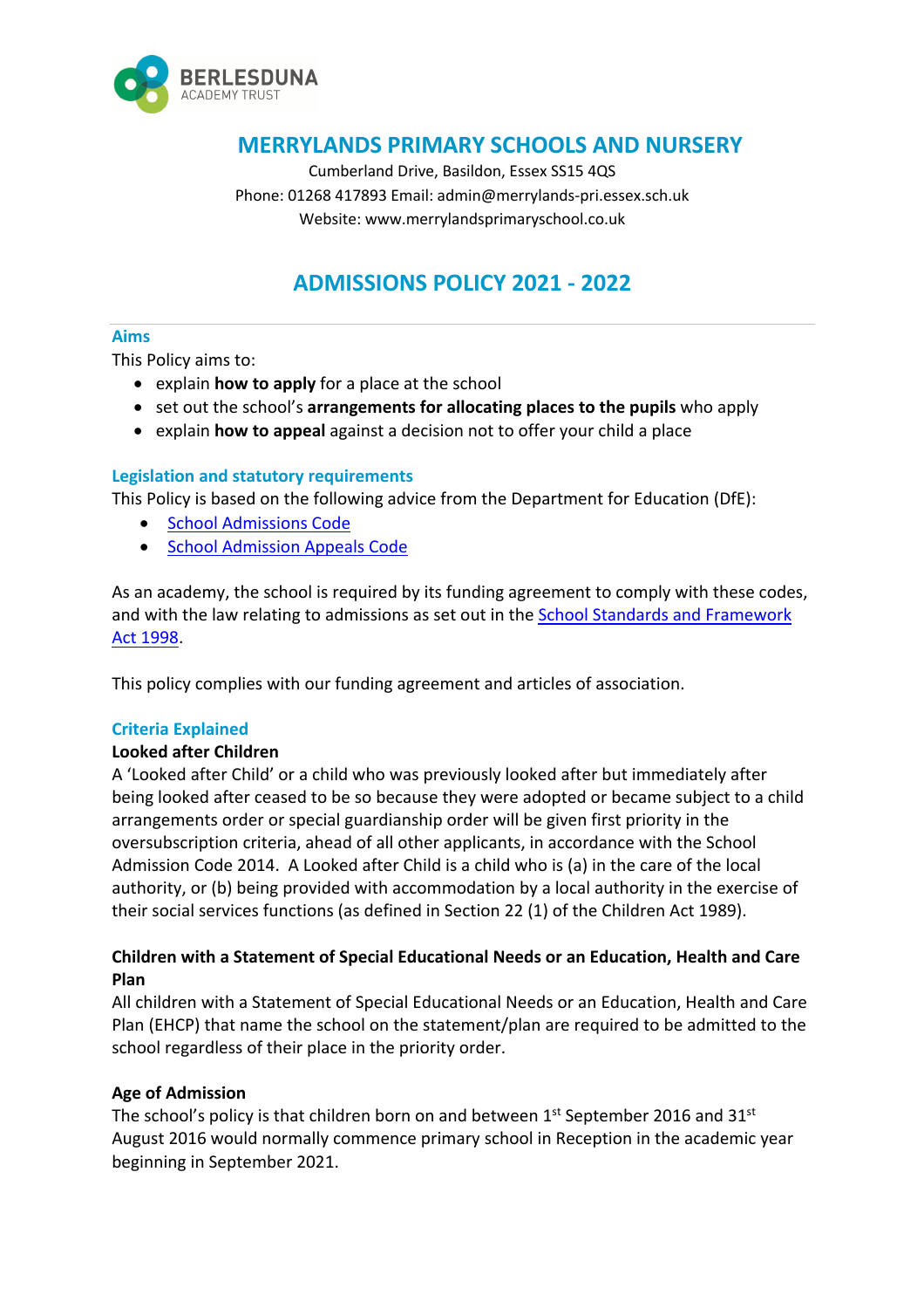BERLESDUNA
ACADEMY TRUST

# MERRYLANDS PRIMARY SCHOOLS AND NURSERY

Cumberland Drive, Basildon, Essex SS15 4QS
Phone: 01268 417893 Email: admin@merrylands-pri.essex.sch.uk
Website: www.merrylandsprimaryschool.co.uk

# ADMISSIONS POLICY 2021 - 2022

## Aims

This Policy aims to:

- explain **how to apply** for a place at the school
- set out the school's **arrangements for allocating places to the pupils** who apply
- explain **how to appeal** against a decision not to offer your child a place

## Legislation and statutory requirements

This Policy is based on the following advice from the Department for Education (DfE):

- School Admissions Code
- School Admission Appeals Code

As an academy, the school is required by its funding agreement to comply with these codes, and with the law relating to admissions as set out in the School Standards and Framework Act 1998.

This policy complies with our funding agreement and articles of association.

## Criteria Explained

### Looked after Children

A 'Looked after Child' or a child who was previously looked after but immediately after being looked after ceased to be so because they were adopted or became subject to a child arrangements order or special guardianship order will be given first priority in the oversubscription criteria, ahead of all other applicants, in accordance with the School Admission Code 2014. A Looked after Child is a child who is (a) in the care of the local authority, or (b) being provided with accommodation by a local authority in the exercise of their social services functions (as defined in Section 22 (1) of the Children Act 1989).

### Children with a Statement of Special Educational Needs or an Education, Health and Care Plan

All children with a Statement of Special Educational Needs or an Education, Health and Care Plan (EHCP) that name the school on the statement/plan are required to be admitted to the school regardless of their place in the priority order.

### Age of Admission

The school's policy is that children born on and between 1st September 2016 and 31st August 2016 would normally commence primary school in Reception in the academic year beginning in September 2021.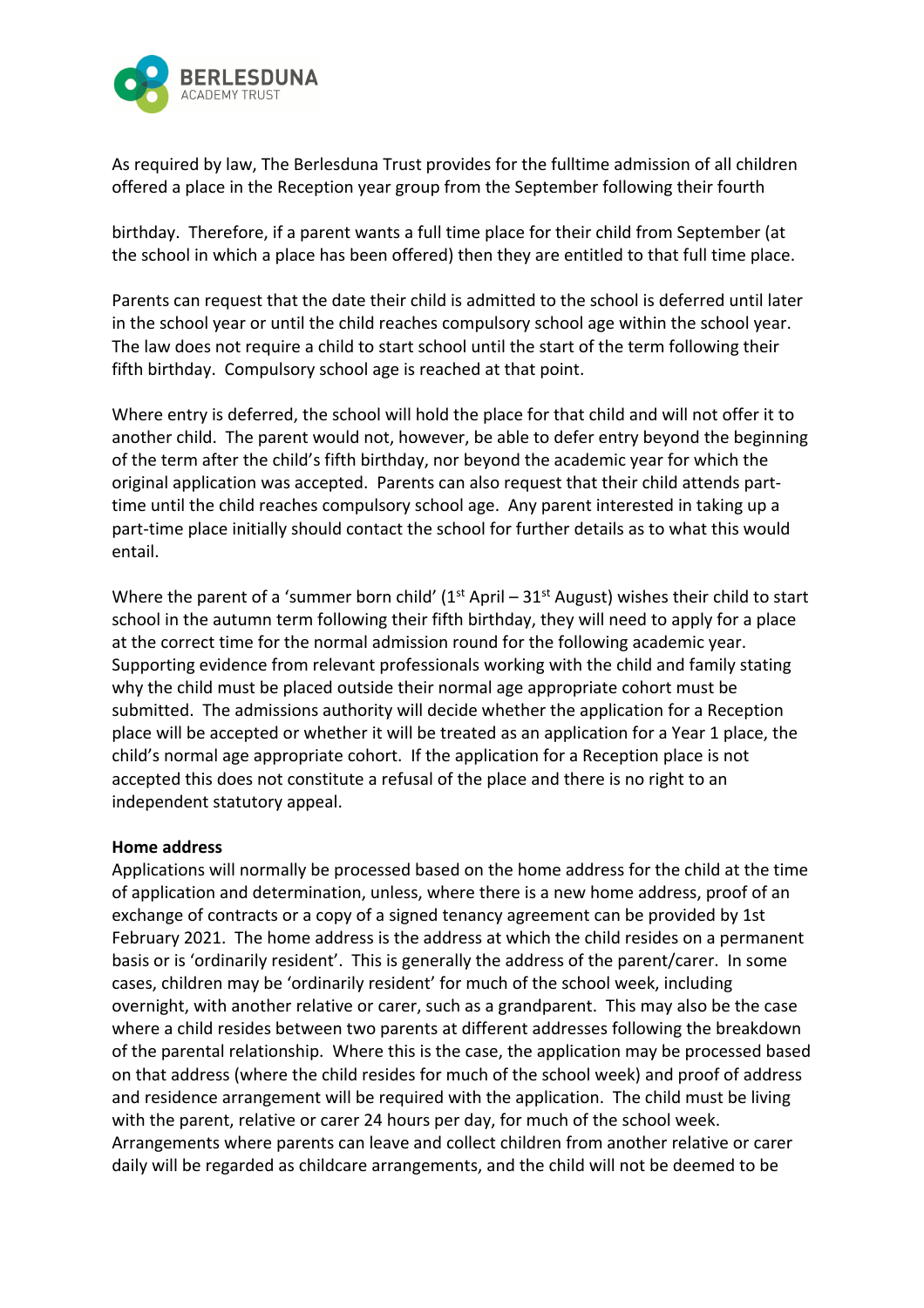As required by law, The Berlesduna Trust provides for the fulltime admission of all children offered a place in the Reception year group from the September following their fourth birthday. Therefore, if a parent wants a full time place for their child from September (at the school in which a place has been offered) then they are entitled to that full time place.

Parents can request that the date their child is admitted to the school is deferred until later in the school year or until the child reaches compulsory school age within the school year. The law does not require a child to start school until the start of the term following their fifth birthday. Compulsory school age is reached at that point.

Where entry is deferred, the school will hold the place for that child and will not offer it to another child. The parent would not, however, be able to defer entry beyond the beginning of the term after the child's fifth birthday, nor beyond the academic year for which the original application was accepted. Parents can also request that their child attends part-time until the child reaches compulsory school age. Any parent interested in taking up a part-time place initially should contact the school for further details as to what this would entail.

Where the parent of a 'summer born child' (1st April – 31st August) wishes their child to start school in the autumn term following their fifth birthday, they will need to apply for a place at the correct time for the normal admission round for the following academic year. Supporting evidence from relevant professionals working with the child and family stating why the child must be placed outside their normal age appropriate cohort must be submitted. The admissions authority will decide whether the application for a Reception place will be accepted or whether it will be treated as an application for a Year 1 place, the child's normal age appropriate cohort. If the application for a Reception place is not accepted this does not constitute a refusal of the place and there is no right to an independent statutory appeal.

**Home address**

Applications will normally be processed based on the home address for the child at the time of application and determination, unless, where there is a new home address, proof of an exchange of contracts or a copy of a signed tenancy agreement can be provided by 1st February 2021. The home address is the address at which the child resides on a permanent basis or is 'ordinarily resident'. This is generally the address of the parent/carer. In some cases, children may be 'ordinarily resident' for much of the school week, including overnight, with another relative or carer, such as a grandparent. This may also be the case where a child resides between two parents at different addresses following the breakdown of the parental relationship. Where this is the case, the application may be processed based on that address (where the child resides for much of the school week) and proof of address and residence arrangement will be required with the application. The child must be living with the parent, relative or carer 24 hours per day, for much of the school week. Arrangements where parents can leave and collect children from another relative or carer daily will be regarded as childcare arrangements, and the child will not be deemed to be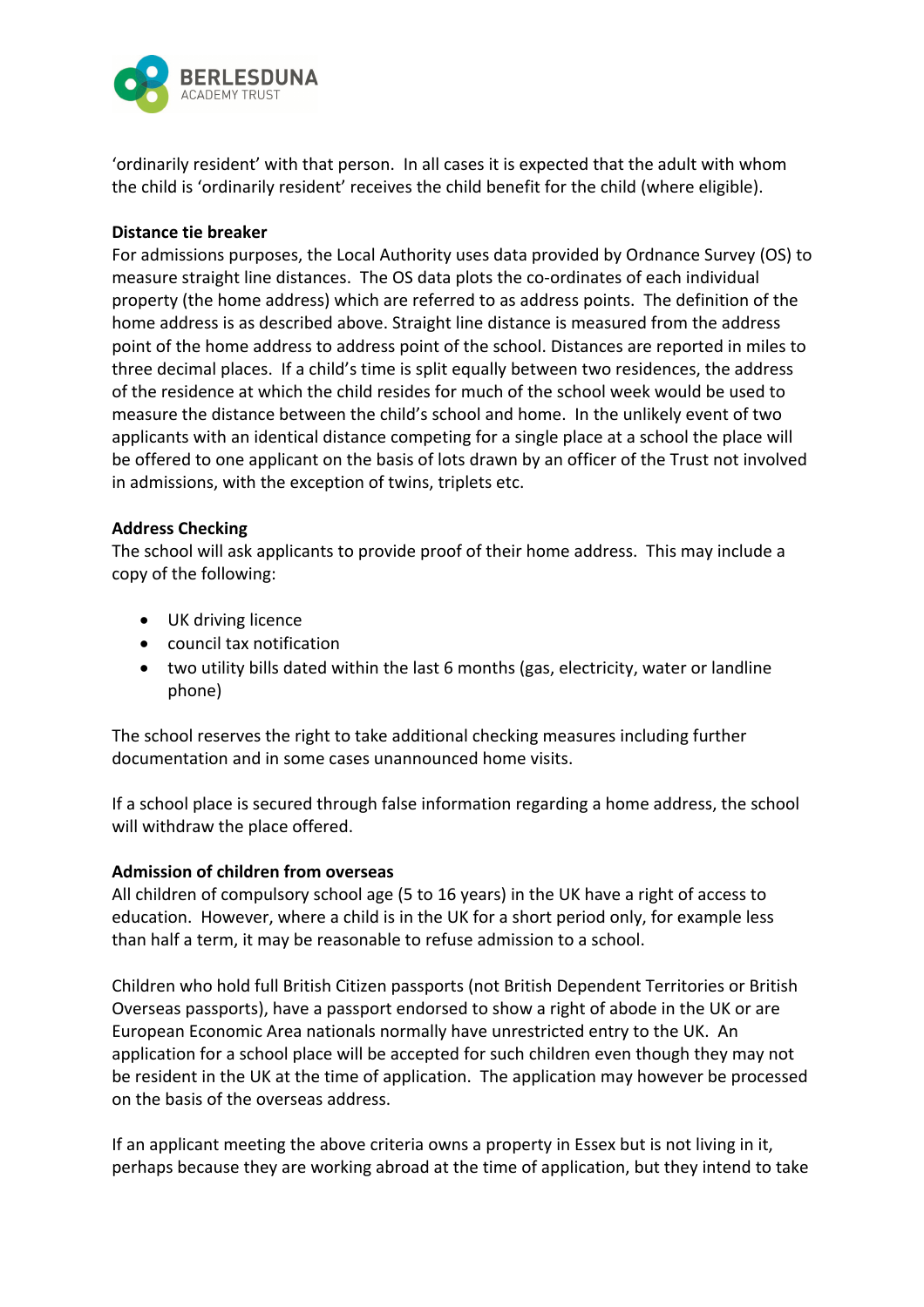'ordinarily resident' with that person. In all cases it is expected that the adult with whom the child is 'ordinarily resident' receives the child benefit for the child (where eligible).

**Distance tie breaker**

For admissions purposes, the Local Authority uses data provided by Ordnance Survey (OS) to measure straight line distances. The OS data plots the co-ordinates of each individual property (the home address) which are referred to as address points. The definition of the home address is as described above. Straight line distance is measured from the address point of the home address to address point of the school. Distances are reported in miles to three decimal places. If a child's time is split equally between two residences, the address of the residence at which the child resides for much of the school week would be used to measure the distance between the child's school and home. In the unlikely event of two applicants with an identical distance competing for a single place at a school the place will be offered to one applicant on the basis of lots drawn by an officer of the Trust not involved in admissions, with the exception of twins, triplets etc.

**Address Checking**

The school will ask applicants to provide proof of their home address. This may include a copy of the following:

- UK driving licence
- council tax notification
- two utility bills dated within the last 6 months (gas, electricity, water or landline phone)

The school reserves the right to take additional checking measures including further documentation and in some cases unannounced home visits.

If a school place is secured through false information regarding a home address, the school will withdraw the place offered.

**Admission of children from overseas**

All children of compulsory school age (5 to 16 years) in the UK have a right of access to education. However, where a child is in the UK for a short period only, for example less than half a term, it may be reasonable to refuse admission to a school.

Children who hold full British Citizen passports (not British Dependent Territories or British Overseas passports), have a passport endorsed to show a right of abode in the UK or are European Economic Area nationals normally have unrestricted entry to the UK. An application for a school place will be accepted for such children even though they may not be resident in the UK at the time of application. The application may however be processed on the basis of the overseas address.

If an applicant meeting the above criteria owns a property in Essex but is not living in it, perhaps because they are working abroad at the time of application, but they intend to take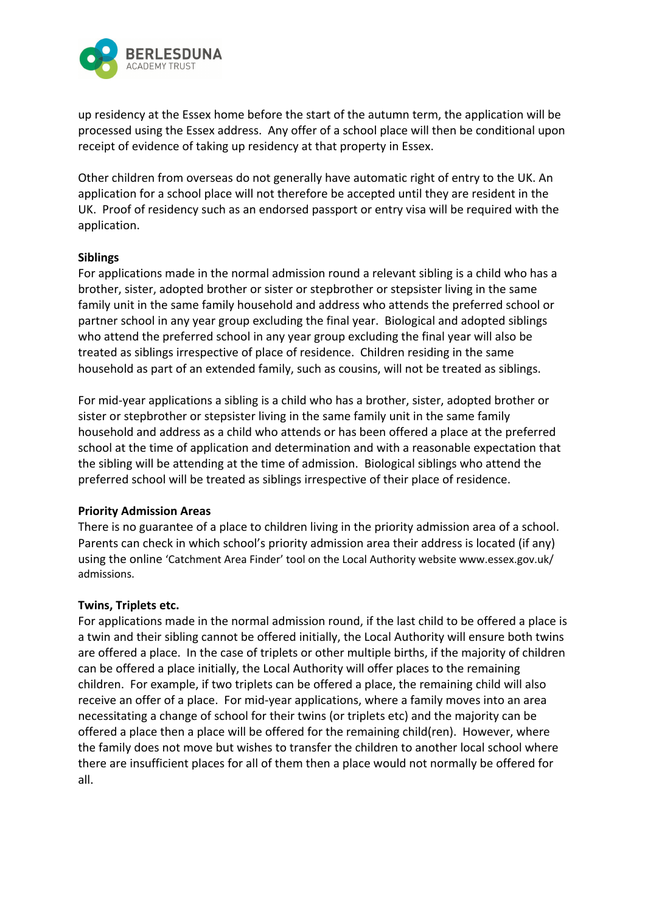up residency at the Essex home before the start of the autumn term, the application will be processed using the Essex address. Any offer of a school place will then be conditional upon receipt of evidence of taking up residency at that property in Essex.

Other children from overseas do not generally have automatic right of entry to the UK. An application for a school place will not therefore be accepted until they are resident in the UK. Proof of residency such as an endorsed passport or entry visa will be required with the application.

**Siblings**

For applications made in the normal admission round a relevant sibling is a child who has a brother, sister, adopted brother or sister or stepbrother or stepsister living in the same family unit in the same family household and address who attends the preferred school or partner school in any year group excluding the final year. Biological and adopted siblings who attend the preferred school in any year group excluding the final year will also be treated as siblings irrespective of place of residence. Children residing in the same household as part of an extended family, such as cousins, will not be treated as siblings.

For mid-year applications a sibling is a child who has a brother, sister, adopted brother or sister or stepbrother or stepsister living in the same family unit in the same family household and address as a child who attends or has been offered a place at the preferred school at the time of application and determination and with a reasonable expectation that the sibling will be attending at the time of admission. Biological siblings who attend the preferred school will be treated as siblings irrespective of their place of residence.

**Priority Admission Areas**

There is no guarantee of a place to children living in the priority admission area of a school. Parents can check in which school's priority admission area their address is located (if any) using the online 'Catchment Area Finder' tool on the Local Authority website www.essex.gov.uk/admissions.

**Twins, Triplets etc.**

For applications made in the normal admission round, if the last child to be offered a place is a twin and their sibling cannot be offered initially, the Local Authority will ensure both twins are offered a place. In the case of triplets or other multiple births, if the majority of children can be offered a place initially, the Local Authority will offer places to the remaining children. For example, if two triplets can be offered a place, the remaining child will also receive an offer of a place. For mid-year applications, where a family moves into an area necessitating a change of school for their twins (or triplets etc) and the majority can be offered a place then a place will be offered for the remaining child(ren). However, where the family does not move but wishes to transfer the children to another local school where there are insufficient places for all of them then a place would not normally be offered for all.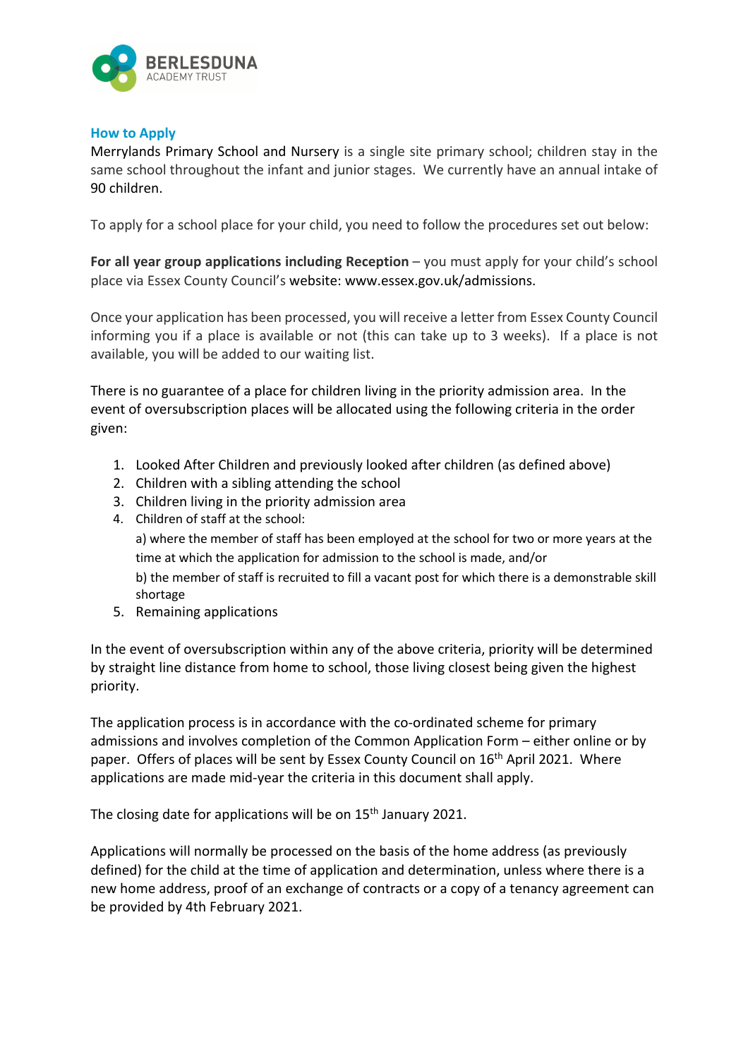## How to Apply

Merrylands Primary School and Nursery is a single site primary school; children stay in the same school throughout the infant and junior stages. We currently have an annual intake of 90 children.

To apply for a school place for your child, you need to follow the procedures set out below:

**For all year group applications including Reception** – you must apply for your child's school place via Essex County Council's website: www.essex.gov.uk/admissions.

Once your application has been processed, you will receive a letter from Essex County Council informing you if a place is available or not (this can take up to 3 weeks). If a place is not available, you will be added to our waiting list.

There is no guarantee of a place for children living in the priority admission area. In the event of oversubscription places will be allocated using the following criteria in the order given:

1. Looked After Children and previously looked after children (as defined above)
2. Children with a sibling attending the school
3. Children living in the priority admission area
4. Children of staff at the school:

   a) where the member of staff has been employed at the school for two or more years at the time at which the application for admission to the school is made, and/or

   b) the member of staff is recruited to fill a vacant post for which there is a demonstrable skill shortage
5. Remaining applications

In the event of oversubscription within any of the above criteria, priority will be determined by straight line distance from home to school, those living closest being given the highest priority.

The application process is in accordance with the co-ordinated scheme for primary admissions and involves completion of the Common Application Form – either online or by paper. Offers of places will be sent by Essex County Council on 16th April 2021. Where applications are made mid-year the criteria in this document shall apply.

The closing date for applications will be on 15th January 2021.

Applications will normally be processed on the basis of the home address (as previously defined) for the child at the time of application and determination, unless where there is a new home address, proof of an exchange of contracts or a copy of a tenancy agreement can be provided by 4th February 2021.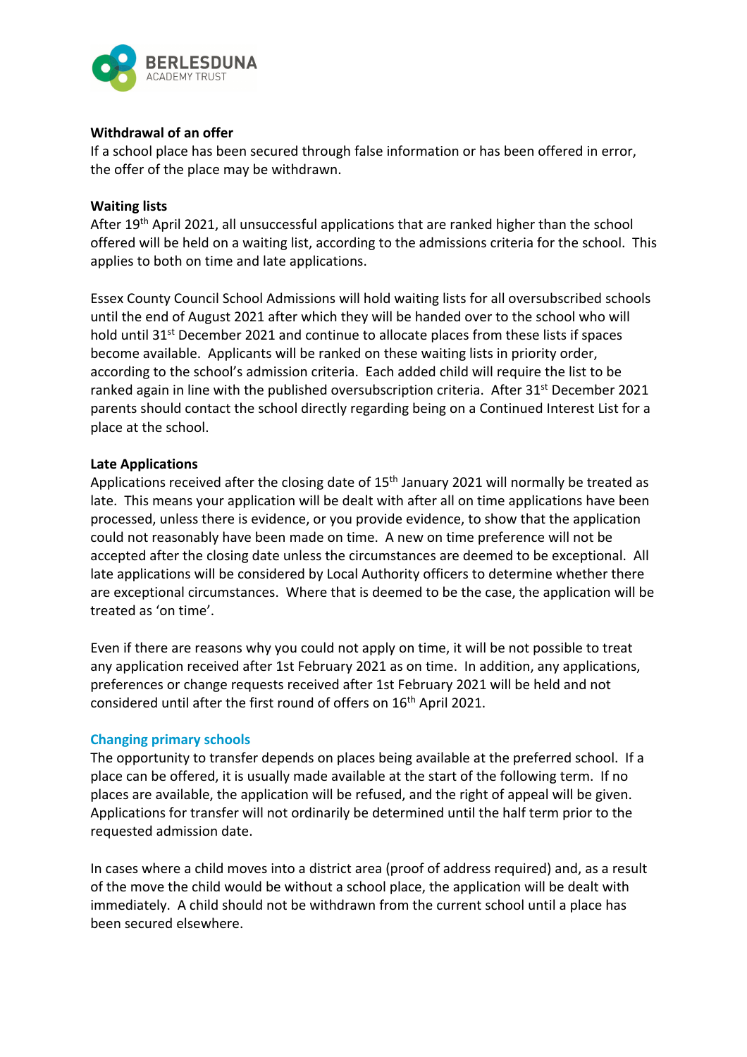**Withdrawal of an offer**

If a school place has been secured through false information or has been offered in error, the offer of the place may be withdrawn.

**Waiting lists**

After 19th April 2021, all unsuccessful applications that are ranked higher than the school offered will be held on a waiting list, according to the admissions criteria for the school. This applies to both on time and late applications.

Essex County Council School Admissions will hold waiting lists for all oversubscribed schools until the end of August 2021 after which they will be handed over to the school who will hold until 31st December 2021 and continue to allocate places from these lists if spaces become available. Applicants will be ranked on these waiting lists in priority order, according to the school's admission criteria. Each added child will require the list to be ranked again in line with the published oversubscription criteria. After 31st December 2021 parents should contact the school directly regarding being on a Continued Interest List for a place at the school.

**Late Applications**

Applications received after the closing date of 15th January 2021 will normally be treated as late. This means your application will be dealt with after all on time applications have been processed, unless there is evidence, or you provide evidence, to show that the application could not reasonably have been made on time. A new on time preference will not be accepted after the closing date unless the circumstances are deemed to be exceptional. All late applications will be considered by Local Authority officers to determine whether there are exceptional circumstances. Where that is deemed to be the case, the application will be treated as 'on time'.

Even if there are reasons why you could not apply on time, it will be not possible to treat any application received after 1st February 2021 as on time. In addition, any applications, preferences or change requests received after 1st February 2021 will be held and not considered until after the first round of offers on 16th April 2021.

## Changing primary schools

The opportunity to transfer depends on places being available at the preferred school. If a place can be offered, it is usually made available at the start of the following term. If no places are available, the application will be refused, and the right of appeal will be given. Applications for transfer will not ordinarily be determined until the half term prior to the requested admission date.

In cases where a child moves into a district area (proof of address required) and, as a result of the move the child would be without a school place, the application will be dealt with immediately. A child should not be withdrawn from the current school until a place has been secured elsewhere.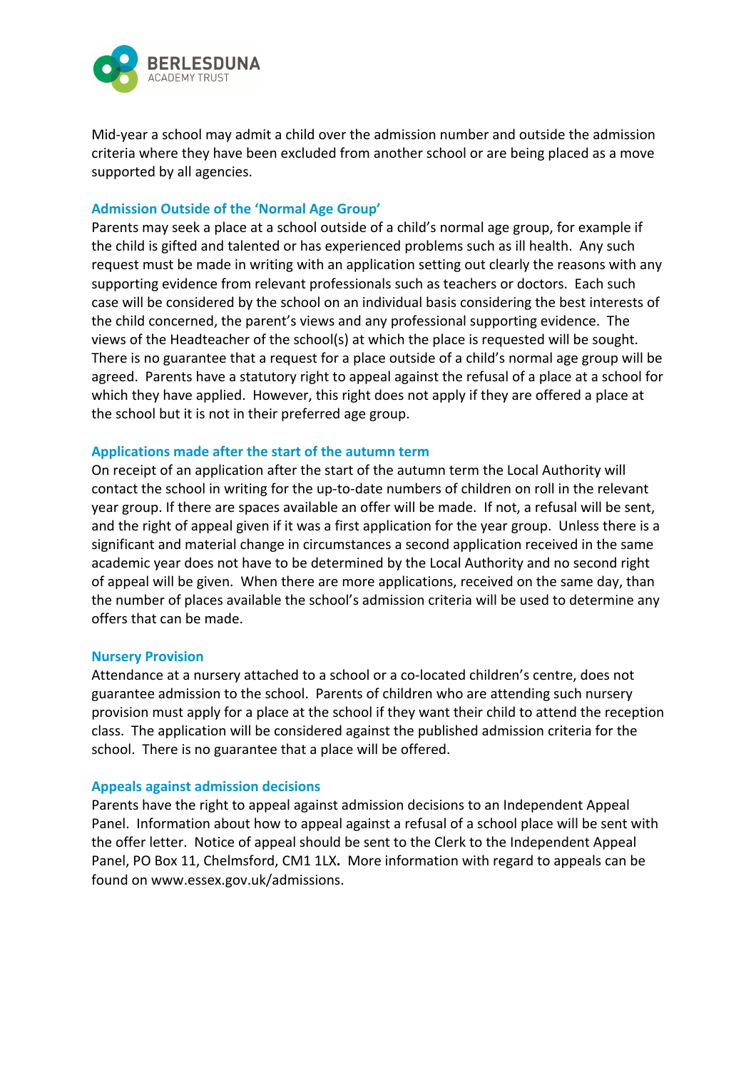Mid-year a school may admit a child over the admission number and outside the admission criteria where they have been excluded from another school or are being placed as a move supported by all agencies.

## Admission Outside of the 'Normal Age Group'

Parents may seek a place at a school outside of a child's normal age group, for example if the child is gifted and talented or has experienced problems such as ill health. Any such request must be made in writing with an application setting out clearly the reasons with any supporting evidence from relevant professionals such as teachers or doctors. Each such case will be considered by the school on an individual basis considering the best interests of the child concerned, the parent's views and any professional supporting evidence. The views of the Headteacher of the school(s) at which the place is requested will be sought. There is no guarantee that a request for a place outside of a child's normal age group will be agreed. Parents have a statutory right to appeal against the refusal of a place at a school for which they have applied. However, this right does not apply if they are offered a place at the school but it is not in their preferred age group.

## Applications made after the start of the autumn term

On receipt of an application after the start of the autumn term the Local Authority will contact the school in writing for the up-to-date numbers of children on roll in the relevant year group. If there are spaces available an offer will be made. If not, a refusal will be sent, and the right of appeal given if it was a first application for the year group. Unless there is a significant and material change in circumstances a second application received in the same academic year does not have to be determined by the Local Authority and no second right of appeal will be given. When there are more applications, received on the same day, than the number of places available the school's admission criteria will be used to determine any offers that can be made.

## Nursery Provision

Attendance at a nursery attached to a school or a co-located children's centre, does not guarantee admission to the school. Parents of children who are attending such nursery provision must apply for a place at the school if they want their child to attend the reception class. The application will be considered against the published admission criteria for the school. There is no guarantee that a place will be offered.

## Appeals against admission decisions

Parents have the right to appeal against admission decisions to an Independent Appeal Panel. Information about how to appeal against a refusal of a school place will be sent with the offer letter. Notice of appeal should be sent to the Clerk to the Independent Appeal Panel, PO Box 11, Chelmsford, CM1 1LX**.** More information with regard to appeals can be found on www.essex.gov.uk/admissions.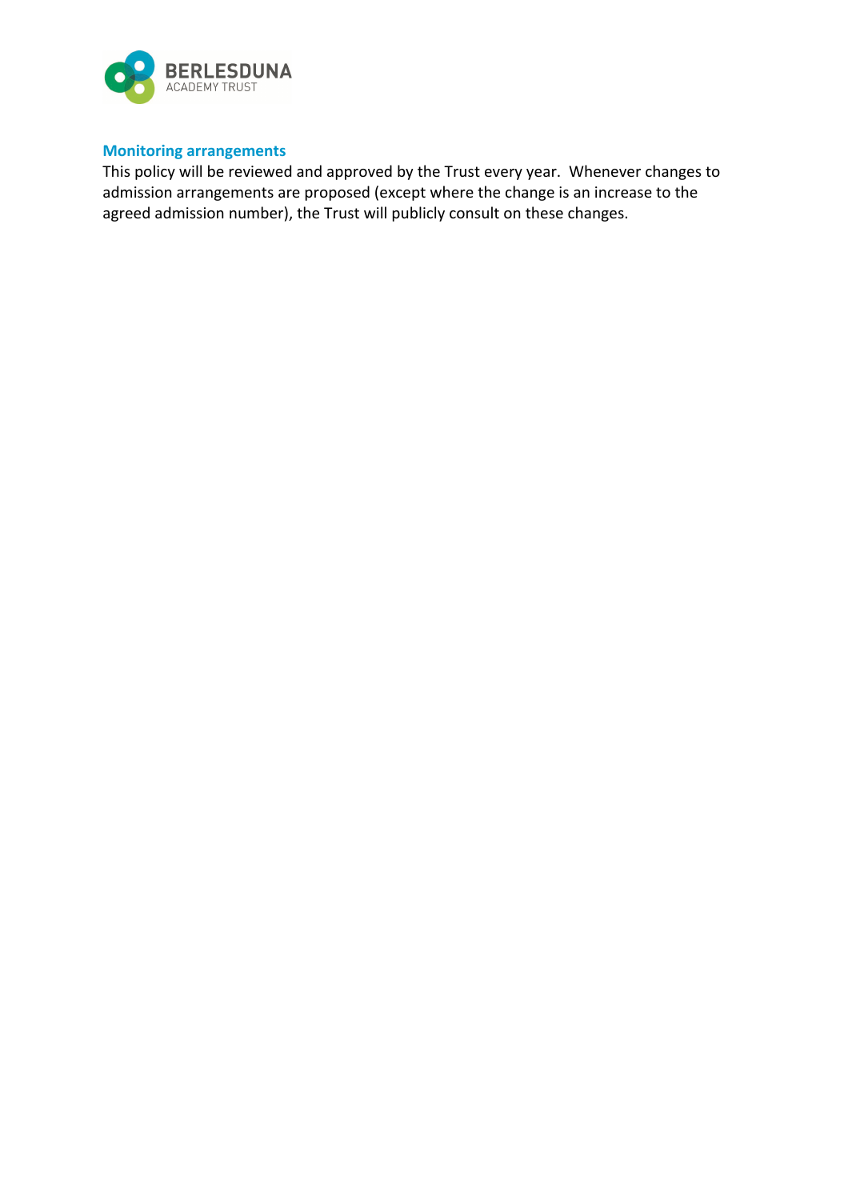## Monitoring arrangements

This policy will be reviewed and approved by the Trust every year. Whenever changes to admission arrangements are proposed (except where the change is an increase to the agreed admission number), the Trust will publicly consult on these changes.